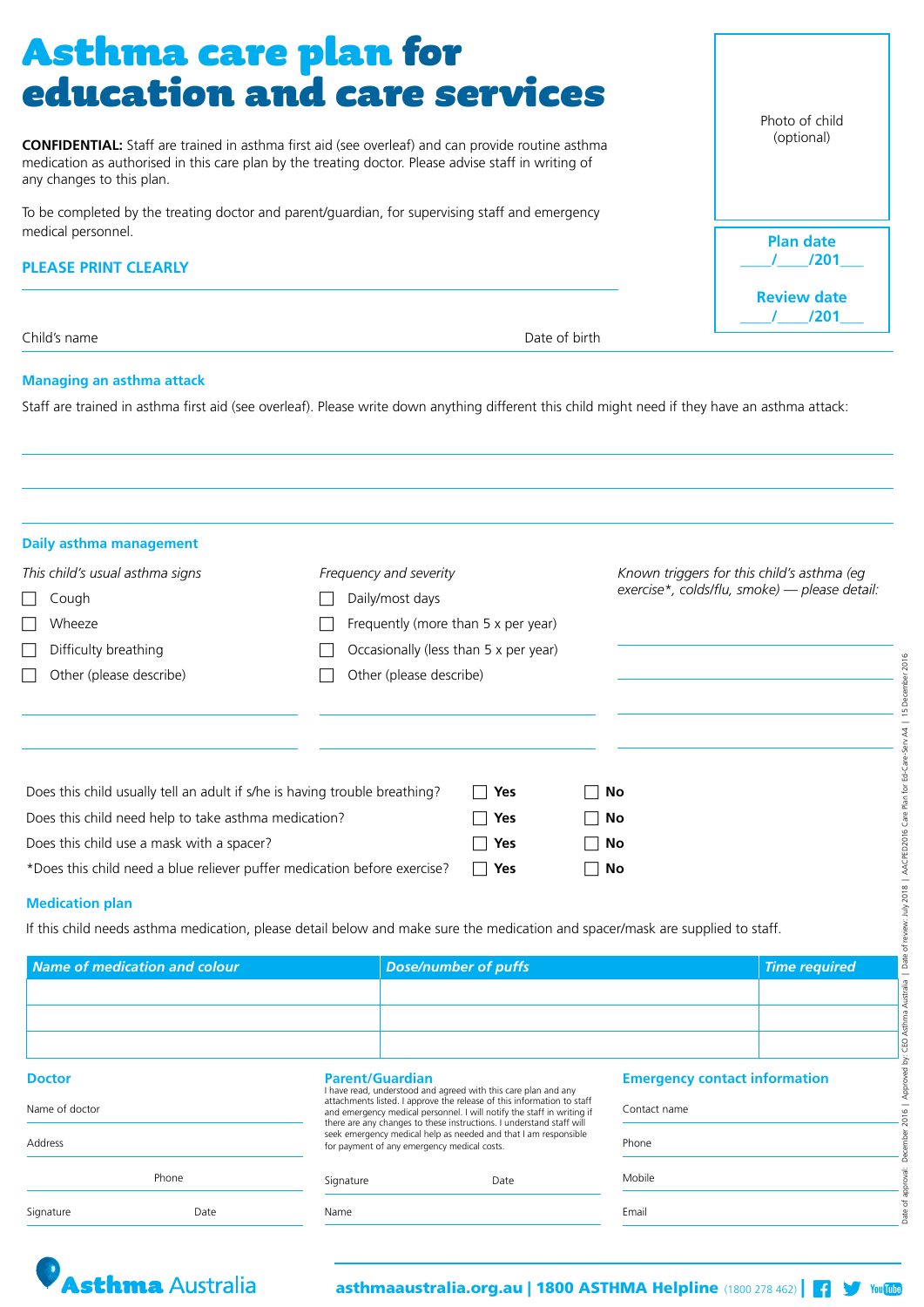# Asthma care plan for education and care services

**CONFIDENTIAL:** Staff are trained in asthma first aid (see overleaf) and can provide routine asthma medication as authorised in this care plan by the treating doctor. Please advise staff in writing of any changes to this plan.

To be completed by the treating doctor and parent/guardian, for supervising staff and emergency medical personnel.

Photo of child (optional)

**Plan date** ____/____/201___

**Review date** ____/____/201___

**PLEASE PRINT CLEARLY**

Child's name ______________________ Date of birth ______________________

## Managing an asthma attack

Staff are trained in asthma first aid (see overleaf). Please write down anything different this child might need if they have an asthma attack:

______________________________________________

______________________________________________

______________________________________________

## Daily asthma management

*This child's usual asthma signs*

- ☐ Cough
- ☐ Wheeze
- ☐ Difficulty breathing
- ☐ Other (please describe)

*Frequency and severity*

- ☐ Daily/most days
- ☐ Frequently (more than 5 x per year)
- ☐ Occasionally (less than 5 x per year)
- ☐ Other (please describe)

*Known triggers for this child's asthma (eg exercise*, colds/flu, smoke) — please detail:*

| Question | | |
|---|---|---|
| Does this child usually tell an adult if s/he is having trouble breathing? | ☐ **Yes** | ☐ **No** |
| Does this child need help to take asthma medication? | ☐ **Yes** | ☐ **No** |
| Does this child use a mask with a spacer? | ☐ **Yes** | ☐ **No** |
| *Does this child need a blue reliever puffer medication before exercise? | ☐ **Yes** | ☐ **No** |

## Medication plan

If this child needs asthma medication, please detail below and make sure the medication and spacer/mask are supplied to staff.

| *Name of medication and colour* | *Dose/number of puffs* | *Time required* |
|---|---|---|
| | | |
| | | |
| | | |

### Doctor

Name of doctor ______________________

Address ______________________

Phone ______________________

Signature ____________ Date ____________

### Parent/Guardian

I have read, understood and agreed with this care plan and any attachments listed. I approve the release of this information to staff and emergency medical personnel. I will notify the staff in writing if there are any changes to these instructions. I understand staff will seek emergency medical help as needed and that I am responsible for payment of any emergency medical costs.

Signature ____________ Date ____________

Name ______________________

### Emergency contact information

Contact name ______________________

Phone ______________________

Mobile ______________________

Email ______________________

Asthma Australia

asthmaaustralia.org.au | 1800 ASTHMA Helpline (1800 278 462)

Date of approval: December 2016 | Approved by: CEO Asthma Australia | Date of review: July 2018 | AACPED2016 Care Plan for Ed-Care-Serv A4 | 15 December 2016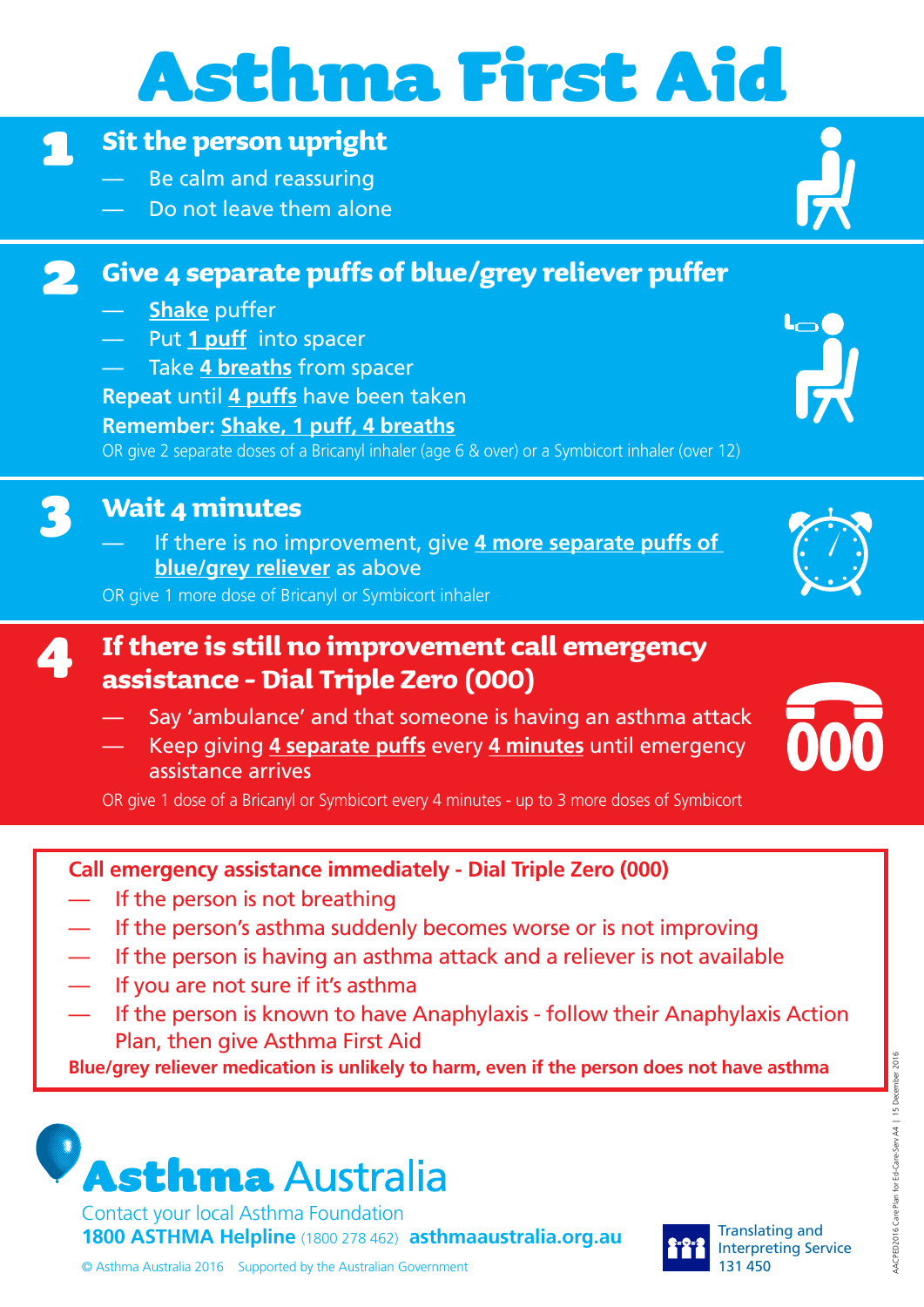# Asthma First Aid

## 1 Sit the person upright

- Be calm and reassuring
- Do not leave them alone

## 2 Give 4 separate puffs of blue/grey reliever puffer

- **Shake** puffer
- Put **1 puff** into spacer
- Take **4 breaths** from spacer

**Repeat** until **4 puffs** have been taken

**Remember: Shake, 1 puff, 4 breaths**

OR give 2 separate doses of a Bricanyl inhaler (age 6 & over) or a Symbicort inhaler (over 12)

## 3 Wait 4 minutes

- If there is no improvement, give **4 more separate puffs of blue/grey reliever** as above

OR give 1 more dose of Bricanyl or Symbicort inhaler

## 4 If there is still no improvement call emergency assistance - Dial Triple Zero (000)

- Say 'ambulance' and that someone is having an asthma attack
- Keep giving **4 separate puffs** every **4 minutes** until emergency assistance arrives

OR give 1 dose of a Bricanyl or Symbicort every 4 minutes - up to 3 more doses of Symbicort

**Call emergency assistance immediately - Dial Triple Zero (000)**

- If the person is not breathing
- If the person's asthma suddenly becomes worse or is not improving
- If the person is having an asthma attack and a reliever is not available
- If you are not sure if it's asthma
- If the person is known to have Anaphylaxis - follow their Anaphylaxis Action Plan, then give Asthma First Aid

**Blue/grey reliever medication is unlikely to harm, even if the person does not have asthma**

**Asthma** Australia

Contact your local Asthma Foundation

**1800 ASTHMA Helpline** (1800 278 462) **asthmaaustralia.org.au**

© Asthma Australia 2016 Supported by the Australian Government

Translating and Interpreting Service 131 450

AACPED2016 Care Plan for Ed-Care-Serv A4 | 15 December 2016